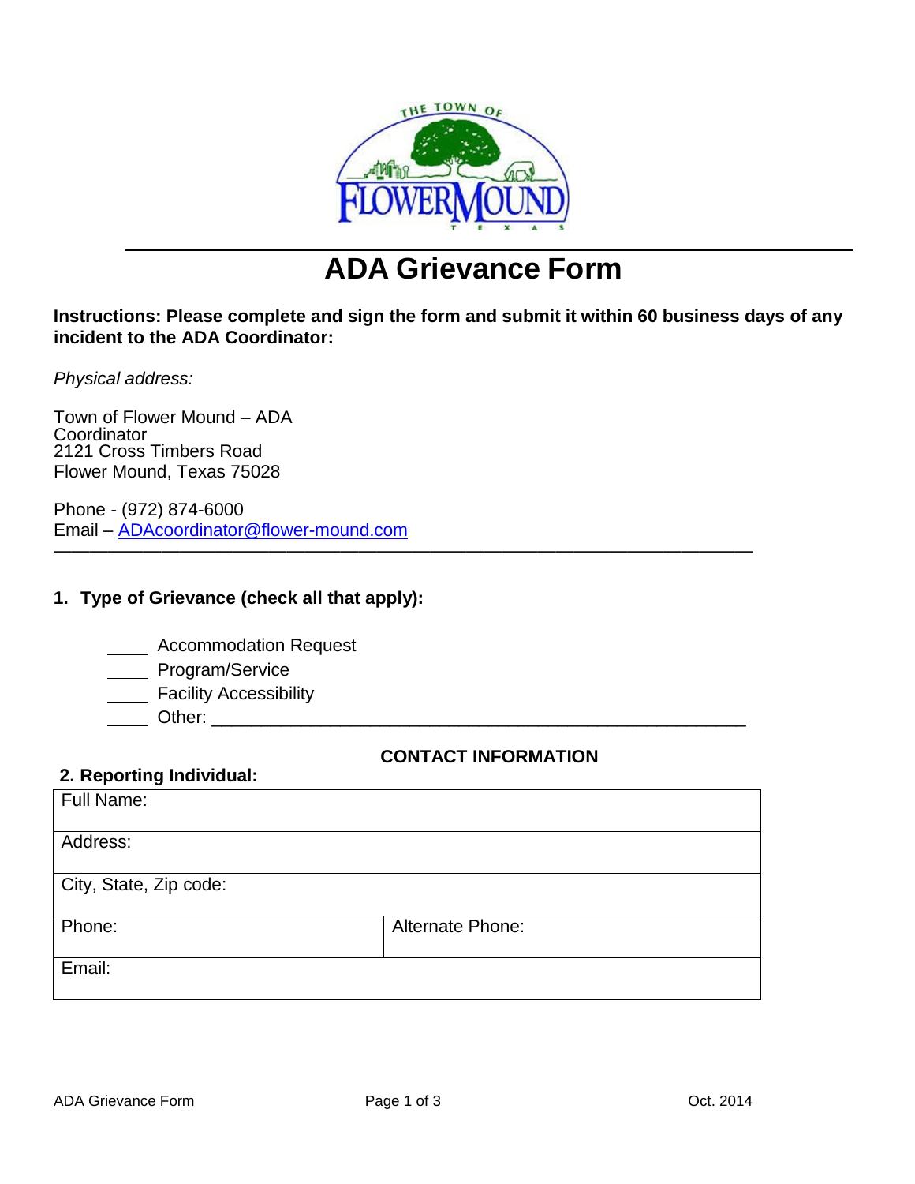# ADA Grievance Form

**Instructions: Please complete and sign the form and submit it within 60 business days of any incident to the ADA Coordinator:**

*Physical address:*

Town of Flower Mound – ADA Coordinator
2121 Cross Timbers Road
Flower Mound, Texas 75028

Phone - (972) 874-6000
Email – ADAcoordinator@flower-mound.com

---

**1. Type of Grievance (check all that apply):**

____ Accommodation Request
____ Program/Service
____ Facility Accessibility
____ Other: ____________________________________________

**CONTACT INFORMATION**

**2. Reporting Individual:**

| Full Name: | |
|---|---|
| Address: | |
| City, State, Zip code: | |
| Phone: | Alternate Phone: |
| Email: | |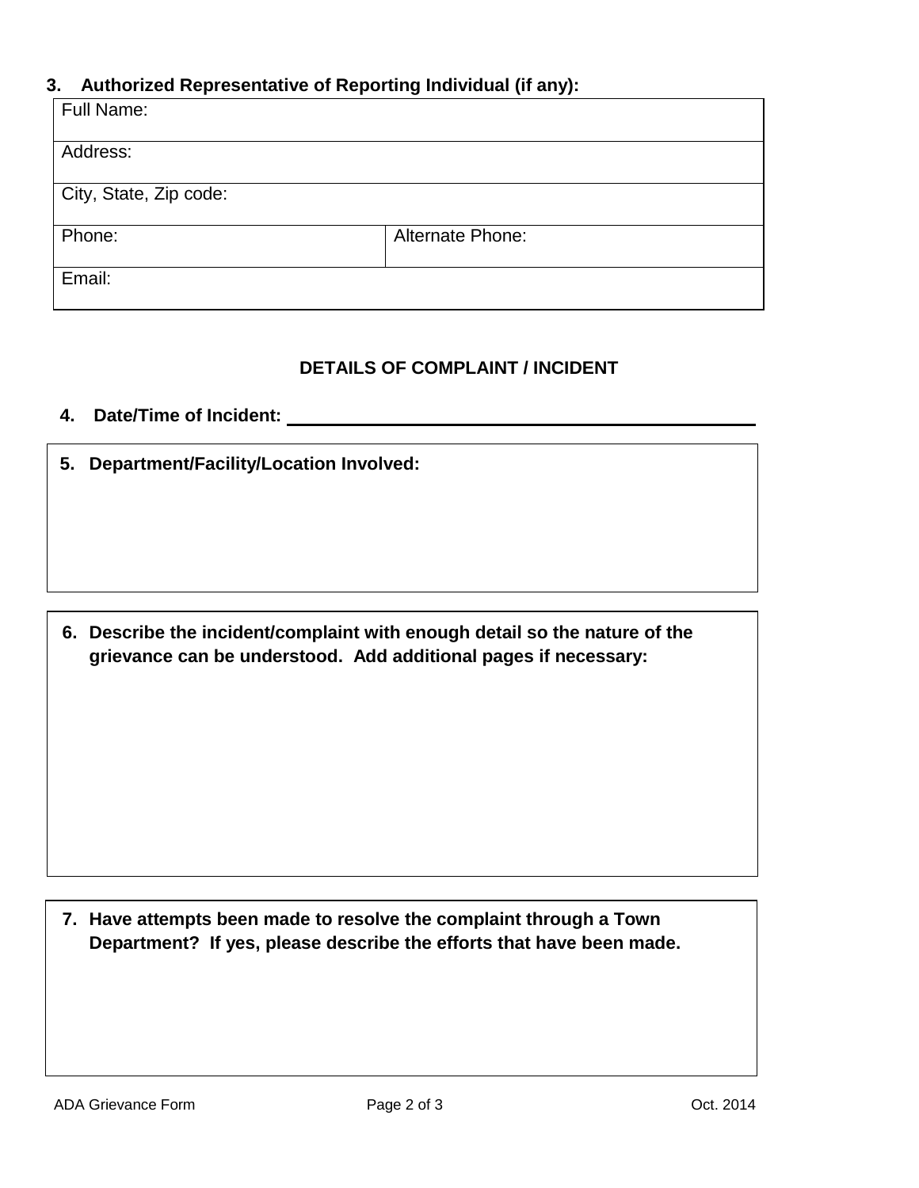**3. Authorized Representative of Reporting Individual (if any):**

| Full Name: | |
|---|---|
| Address: | |
| City, State, Zip code: | |
| Phone: | Alternate Phone: |
| Email: | |

## DETAILS OF COMPLAINT / INCIDENT

**4. Date/Time of Incident:** ______________________________________________

**5. Department/Facility/Location Involved:**

**6. Describe the incident/complaint with enough detail so the nature of the grievance can be understood. Add additional pages if necessary:**

**7. Have attempts been made to resolve the complaint through a Town Department? If yes, please describe the efforts that have been made.**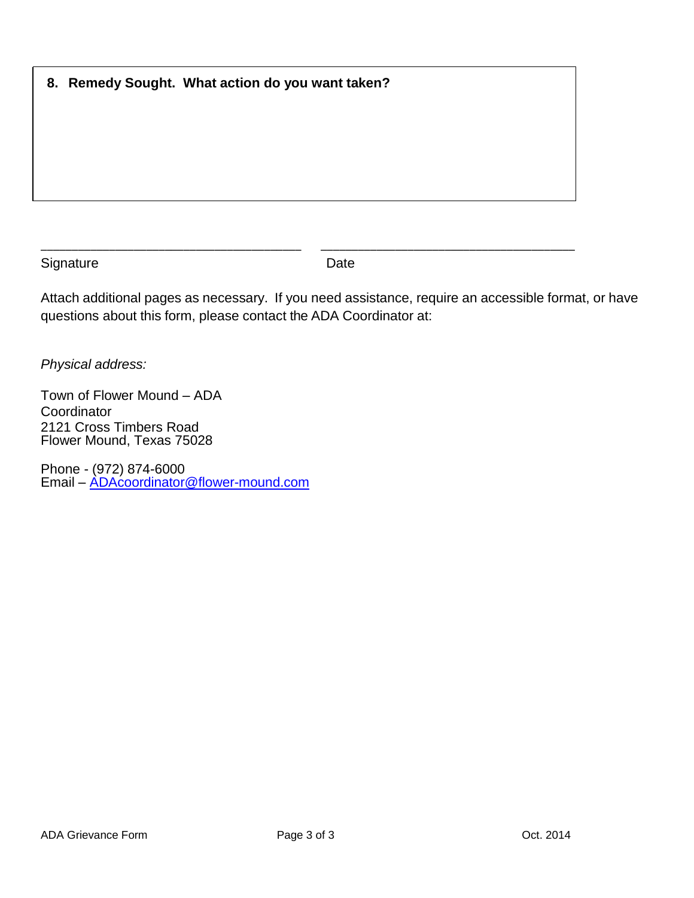**8. Remedy Sought. What action do you want taken?**

\_\_\_\_\_\_\_\_\_\_\_\_\_\_\_\_\_\_\_\_\_\_\_\_\_\_\_\_\_\_\_\_\_\_\_\_ \_\_\_\_\_\_\_\_\_\_\_\_\_\_\_\_\_\_\_\_\_\_\_\_\_\_\_\_\_\_\_\_\_\_\_\_

Signature Date

Attach additional pages as necessary. If you need assistance, require an accessible format, or have questions about this form, please contact the ADA Coordinator at:

*Physical address:*

Town of Flower Mound – ADA Coordinator
2121 Cross Timbers Road
Flower Mound, Texas 75028

Phone - (972) 874-6000
Email – ADAcoordinator@flower-mound.com